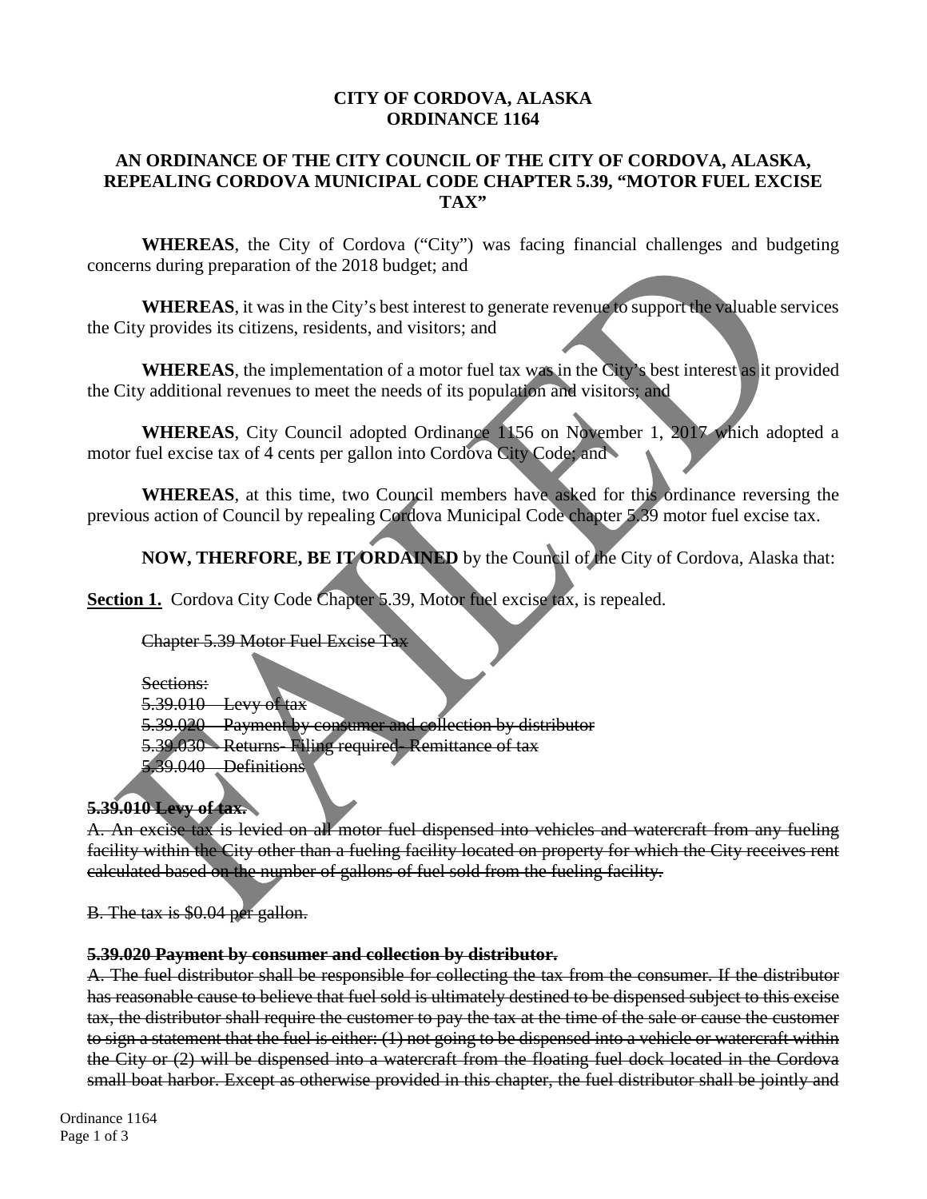# CITY OF CORDOVA, ALASKA
# ORDINANCE 1164

## AN ORDINANCE OF THE CITY COUNCIL OF THE CITY OF CORDOVA, ALASKA, REPEALING CORDOVA MUNICIPAL CODE CHAPTER 5.39, "MOTOR FUEL EXCISE TAX"

**WHEREAS**, the City of Cordova ("City") was facing financial challenges and budgeting concerns during preparation of the 2018 budget; and

**WHEREAS**, it was in the City's best interest to generate revenue to support the valuable services the City provides its citizens, residents, and visitors; and

**WHEREAS**, the implementation of a motor fuel tax was in the City's best interest as it provided the City additional revenues to meet the needs of its population and visitors; and

**WHEREAS**, City Council adopted Ordinance 1156 on November 1, 2017 which adopted a motor fuel excise tax of 4 cents per gallon into Cordova City Code; and

**WHEREAS**, at this time, two Council members have asked for this ordinance reversing the previous action of Council by repealing Cordova Municipal Code chapter 5.39 motor fuel excise tax.

**NOW, THERFORE, BE IT ORDAINED** by the Council of the City of Cordova, Alaska that:

**Section 1.** Cordova City Code Chapter 5.39, Motor fuel excise tax, is repealed.

~~Chapter 5.39 Motor Fuel Excise Tax~~

~~Sections:~~
~~5.39.010 Levy of tax~~
~~5.39.020 Payment by consumer and collection by distributor~~
~~5.39.030 Returns- Filing required- Remittance of tax~~
~~5.39.040 Definitions~~

**~~5.39.010 Levy of tax.~~**

~~A. An excise tax is levied on all motor fuel dispensed into vehicles and watercraft from any fueling facility within the City other than a fueling facility located on property for which the City receives rent calculated based on the number of gallons of fuel sold from the fueling facility.~~

~~B. The tax is $0.04 per gallon.~~

**~~5.39.020 Payment by consumer and collection by distributor.~~**

~~A. The fuel distributor shall be responsible for collecting the tax from the consumer. If the distributor has reasonable cause to believe that fuel sold is ultimately destined to be dispensed subject to this excise tax, the distributor shall require the customer to pay the tax at the time of the sale or cause the customer to sign a statement that the fuel is either: (1) not going to be dispensed into a vehicle or watercraft within the City or (2) will be dispensed into a watercraft from the floating fuel dock located in the Cordova small boat harbor. Except as otherwise provided in this chapter, the fuel distributor shall be jointly and~~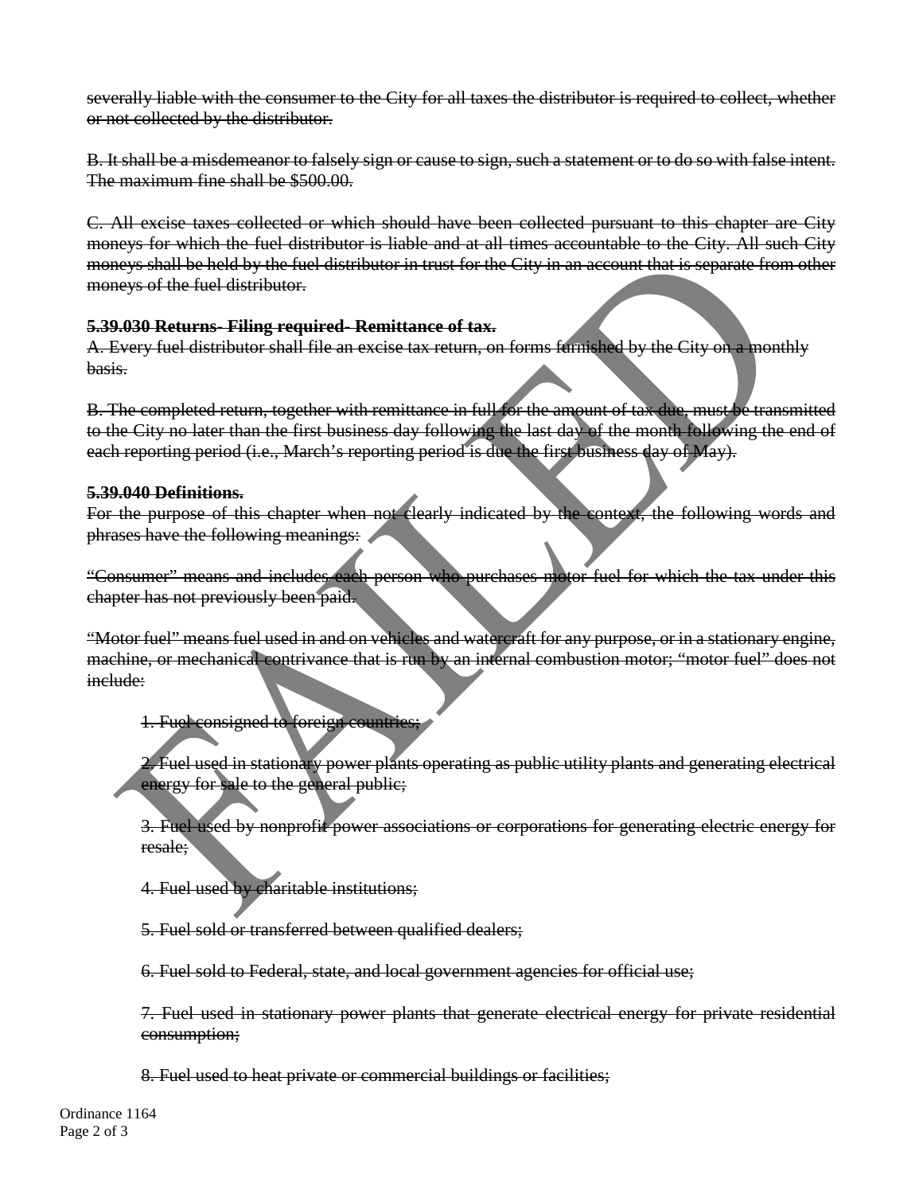~~severally liable with the consumer to the City for all taxes the distributor is required to collect, whether or not collected by the distributor.~~

~~B. It shall be a misdemeanor to falsely sign or cause to sign, such a statement or to do so with false intent. The maximum fine shall be $500.00.~~

~~C. All excise taxes collected or which should have been collected pursuant to this chapter are City moneys for which the fuel distributor is liable and at all times accountable to the City. All such City moneys shall be held by the fuel distributor in trust for the City in an account that is separate from other moneys of the fuel distributor.~~

**~~5.39.030 Returns- Filing required- Remittance of tax.~~**

~~A. Every fuel distributor shall file an excise tax return, on forms furnished by the City on a monthly basis.~~

~~B. The completed return, together with remittance in full for the amount of tax due, must be transmitted to the City no later than the first business day following the last day of the month following the end of each reporting period (i.e., March's reporting period is due the first business day of May).~~

**~~5.39.040 Definitions.~~**

~~For the purpose of this chapter when not clearly indicated by the context, the following words and phrases have the following meanings:~~

~~"Consumer" means and includes each person who purchases motor fuel for which the tax under this chapter has not previously been paid.~~

~~"Motor fuel" means fuel used in and on vehicles and watercraft for any purpose, or in a stationary engine, machine, or mechanical contrivance that is run by an internal combustion motor; "motor fuel" does not include:~~

~~1. Fuel consigned to foreign countries;~~

~~2. Fuel used in stationary power plants operating as public utility plants and generating electrical energy for sale to the general public;~~

~~3. Fuel used by nonprofit power associations or corporations for generating electric energy for resale;~~

~~4. Fuel used by charitable institutions;~~

~~5. Fuel sold or transferred between qualified dealers;~~

~~6. Fuel sold to Federal, state, and local government agencies for official use;~~

~~7. Fuel used in stationary power plants that generate electrical energy for private residential consumption;~~

~~8. Fuel used to heat private or commercial buildings or facilities;~~

FAILED

Ordinance 1164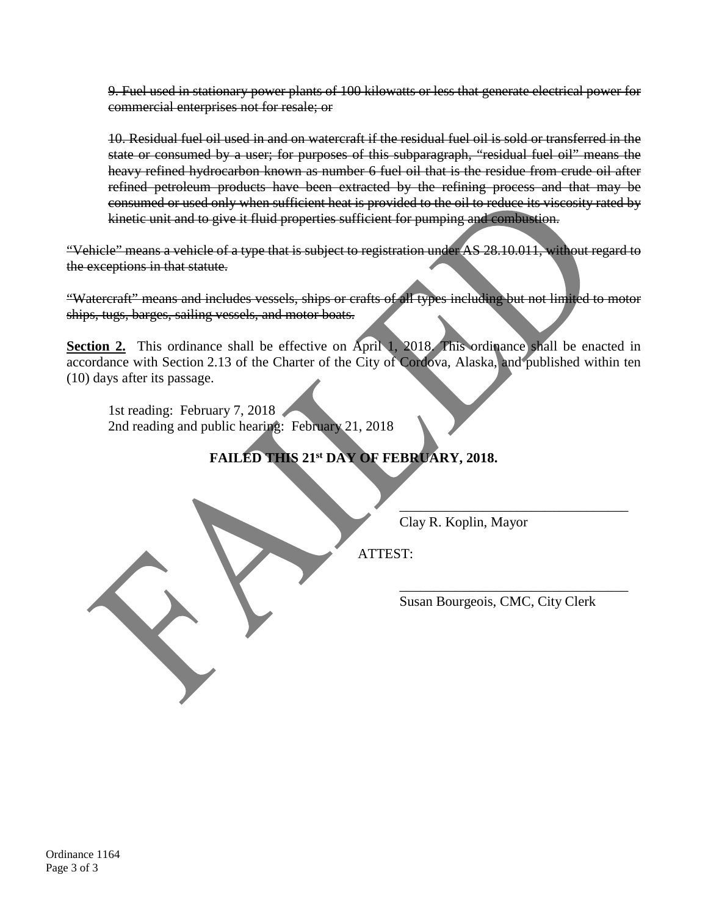~~9. Fuel used in stationary power plants of 100 kilowatts or less that generate electrical power for commercial enterprises not for resale; or~~

~~10. Residual fuel oil used in and on watercraft if the residual fuel oil is sold or transferred in the state or consumed by a user; for purposes of this subparagraph, "residual fuel oil" means the heavy refined hydrocarbon known as number 6 fuel oil that is the residue from crude oil after refined petroleum products have been extracted by the refining process and that may be consumed or used only when sufficient heat is provided to the oil to reduce its viscosity rated by kinetic unit and to give it fluid properties sufficient for pumping and combustion.~~

~~"Vehicle" means a vehicle of a type that is subject to registration under AS 28.10.011, without regard to the exceptions in that statute.~~

~~"Watercraft" means and includes vessels, ships or crafts of all types including but not limited to motor ships, tugs, barges, sailing vessels, and motor boats.~~

**Section 2.** This ordinance shall be effective on April 1, 2018. This ordinance shall be enacted in accordance with Section 2.13 of the Charter of the City of Cordova, Alaska, and published within ten (10) days after its passage.

1st reading: February 7, 2018
2nd reading and public hearing: February 21, 2018

**FAILED THIS 21st DAY OF FEBRUARY, 2018.**

FAILED

\_\_\_\_\_\_\_\_\_\_\_\_\_\_\_\_\_\_\_\_\_\_\_\_\_\_\_\_\_\_\_\_
Clay R. Koplin, Mayor

ATTEST:

\_\_\_\_\_\_\_\_\_\_\_\_\_\_\_\_\_\_\_\_\_\_\_\_\_\_\_\_\_\_\_\_
Susan Bourgeois, CMC, City Clerk

Ordinance 1164